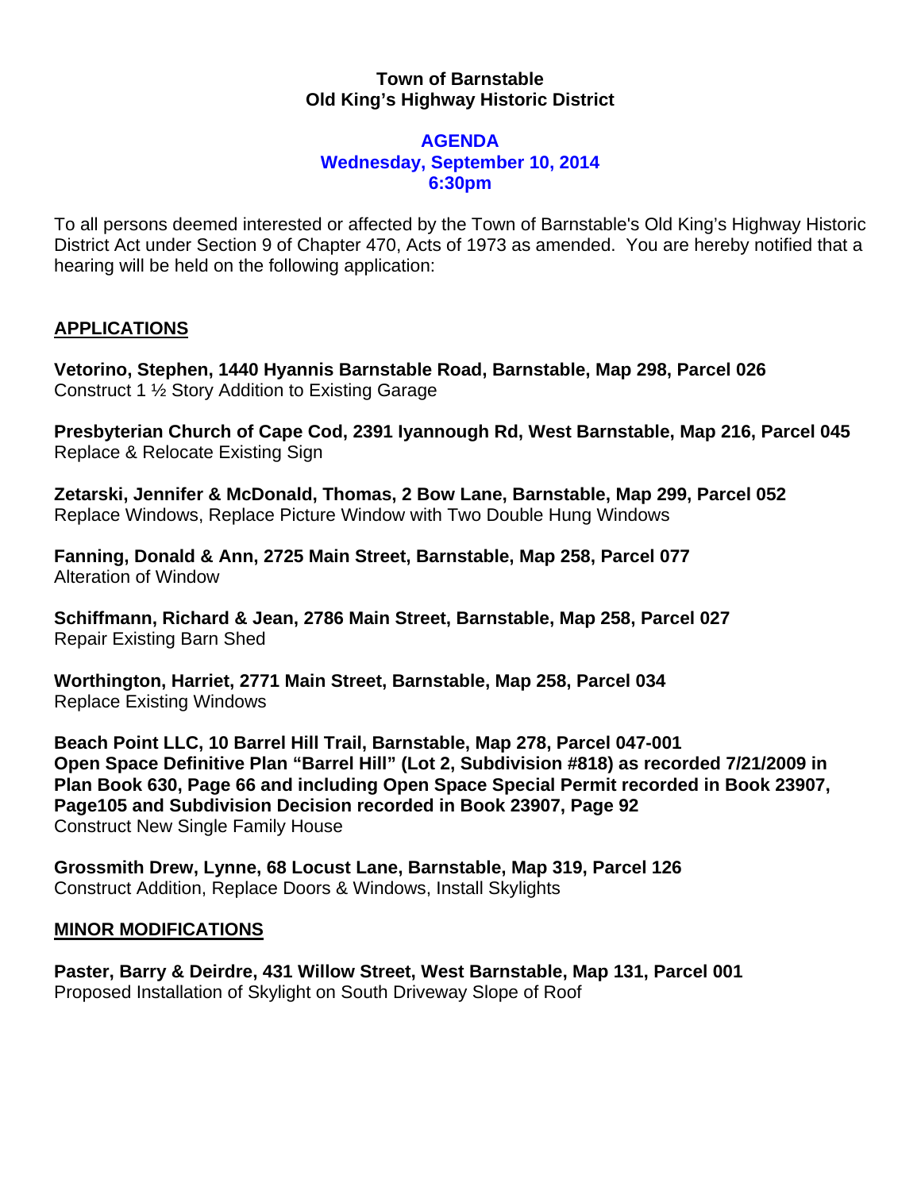**Town of Barnstable**
**Old King's Highway Historic District**

**AGENDA**
**Wednesday, September 10, 2014**
**6:30pm**

To all persons deemed interested or affected by the Town of Barnstable's Old King's Highway Historic District Act under Section 9 of Chapter 470, Acts of 1973 as amended. You are hereby notified that a hearing will be held on the following application:

## APPLICATIONS

**Vetorino, Stephen, 1440 Hyannis Barnstable Road, Barnstable, Map 298, Parcel 026**
Construct 1 ½ Story Addition to Existing Garage

**Presbyterian Church of Cape Cod, 2391 Iyannough Rd, West Barnstable, Map 216, Parcel 045**
Replace & Relocate Existing Sign

**Zetarski, Jennifer & McDonald, Thomas, 2 Bow Lane, Barnstable, Map 299, Parcel 052**
Replace Windows, Replace Picture Window with Two Double Hung Windows

**Fanning, Donald & Ann, 2725 Main Street, Barnstable, Map 258, Parcel 077**
Alteration of Window

**Schiffmann, Richard & Jean, 2786 Main Street, Barnstable, Map 258, Parcel 027**
Repair Existing Barn Shed

**Worthington, Harriet, 2771 Main Street, Barnstable, Map 258, Parcel 034**
Replace Existing Windows

**Beach Point LLC, 10 Barrel Hill Trail, Barnstable, Map 278, Parcel 047-001**
**Open Space Definitive Plan "Barrel Hill" (Lot 2, Subdivision #818) as recorded 7/21/2009 in Plan Book 630, Page 66 and including Open Space Special Permit recorded in Book 23907, Page105 and Subdivision Decision recorded in Book 23907, Page 92**
Construct New Single Family House

**Grossmith Drew, Lynne, 68 Locust Lane, Barnstable, Map 319, Parcel 126**
Construct Addition, Replace Doors & Windows, Install Skylights

## MINOR MODIFICATIONS

**Paster, Barry & Deirdre, 431 Willow Street, West Barnstable, Map 131, Parcel 001**
Proposed Installation of Skylight on South Driveway Slope of Roof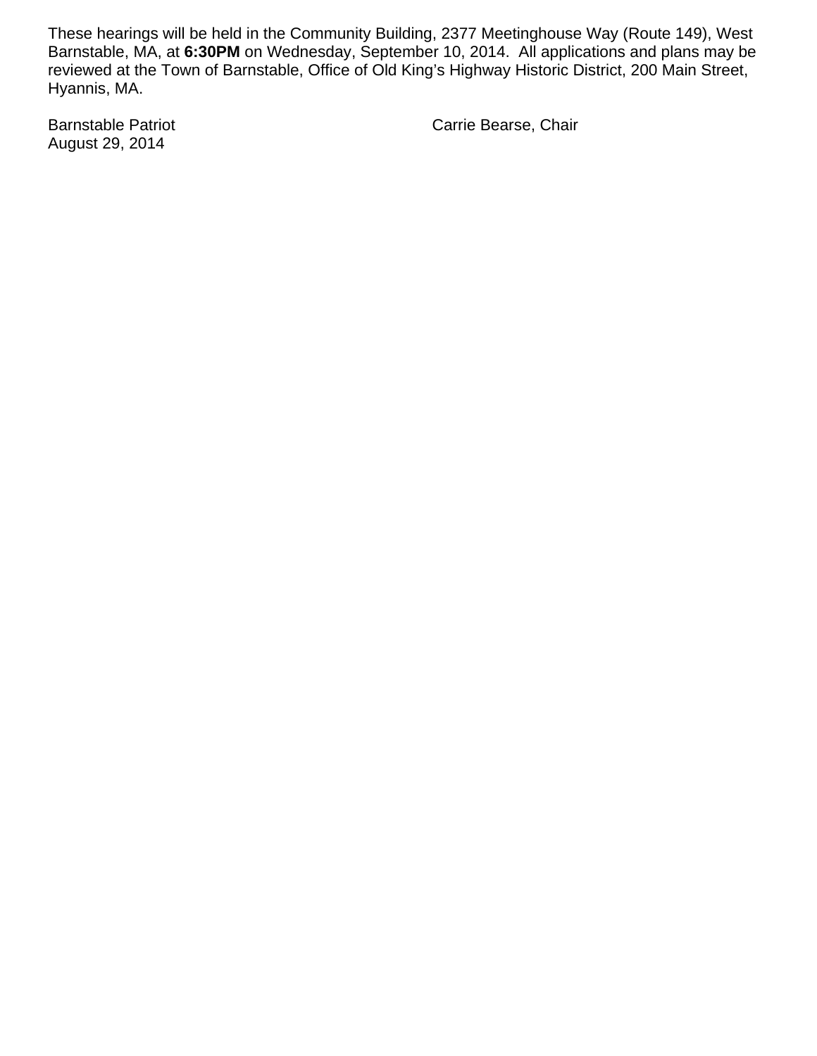These hearings will be held in the Community Building, 2377 Meetinghouse Way (Route 149), West Barnstable, MA, at **6:30PM** on Wednesday, September 10, 2014. All applications and plans may be reviewed at the Town of Barnstable, Office of Old King's Highway Historic District, 200 Main Street, Hyannis, MA.

Barnstable Patriot
August 29, 2014

Carrie Bearse, Chair